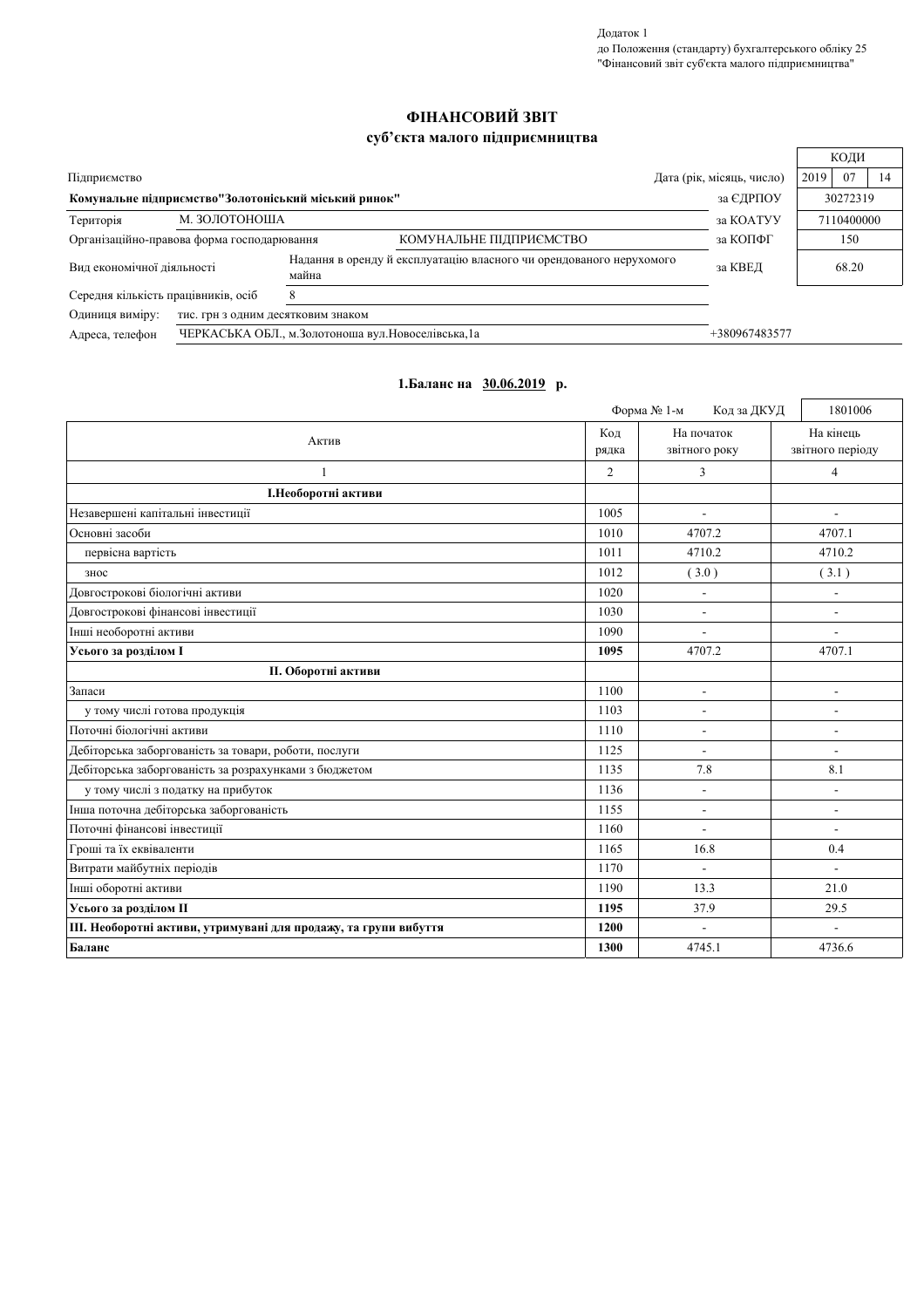Додаток 1
до Положення (стандарту) бухгалтерського обліку 25
"Фінансовий звіт суб'єкта малого підприємництва"

# ФІНАНСОВИЙ ЗВІТ
## суб'єкта малого підприємництва

| | | | | КОДИ | | |
|---|---|---|---|---|---|---|
| Підприємство | | | Дата (рік, місяць, число) | 2019 | 07 | 14 |
| **Комунальне підприємство"Золотоніський міський ринок"** | | | за ЄДРПОУ | 30272319 | | |
| Територія | М. ЗОЛОТОНОША | | за КОАТУУ | 7110400000 | | |
| Організаційно-правова форма господарювання | | КОМУНАЛЬНЕ ПІДПРИЄМСТВО | за КОПФГ | 150 | | |
| Вид економічної діяльності | Надання в оренду й експлуатацію власного чи орендованого нерухомого майна | | за КВЕД | 68.20 | | |
| Середня кількість працівників, осіб | 8 | | | | | |
| Одиниця виміру: | тис. грн з одним десятковим знаком | | | | | |
| Адреса, телефон | ЧЕРКАСЬКА ОБЛ., м.Золотоноша вул.Новоселівська,1а | | +380967483577 | | | |

### 1.Баланс на 30.06.2019 р.

Форма № 1-м   Код за ДКУД   1801006

| Актив | Код рядка | На початок звітного року | На кінець звітного періоду |
|---|---|---|---|
| 1 | 2 | 3 | 4 |
| **І.Необоротні активи** | | | |
| Незавершені капітальні інвестиції | 1005 | - | - |
| Основні засоби | 1010 | 4707.2 | 4707.1 |
| первісна вартість | 1011 | 4710.2 | 4710.2 |
| знос | 1012 | ( 3.0 ) | ( 3.1 ) |
| Довгострокові біологічні активи | 1020 | - | - |
| Довгострокові фінансові інвестиції | 1030 | - | - |
| Інші необоротні активи | 1090 | - | - |
| **Усього за розділом І** | **1095** | 4707.2 | 4707.1 |
| **ІІ. Оборотні активи** | | | |
| Запаси | 1100 | - | - |
| у тому числі готова продукція | 1103 | - | - |
| Поточні біологічні активи | 1110 | - | - |
| Дебіторська заборгованість за товари, роботи, послуги | 1125 | - | - |
| Дебіторська заборгованість за розрахунками з бюджетом | 1135 | 7.8 | 8.1 |
| у тому числі з податку на прибуток | 1136 | - | - |
| Інша поточна дебіторська заборгованість | 1155 | - | - |
| Поточні фінансові інвестиції | 1160 | - | - |
| Гроші та їх еквіваленти | 1165 | 16.8 | 0.4 |
| Витрати майбутніх періодів | 1170 | - | - |
| Інші оборотні активи | 1190 | 13.3 | 21.0 |
| **Усього за розділом ІІ** | **1195** | 37.9 | 29.5 |
| **ІІІ. Необоротні активи, утримувані для продажу, та групи вибуття** | **1200** | - | - |
| **Баланс** | **1300** | 4745.1 | 4736.6 |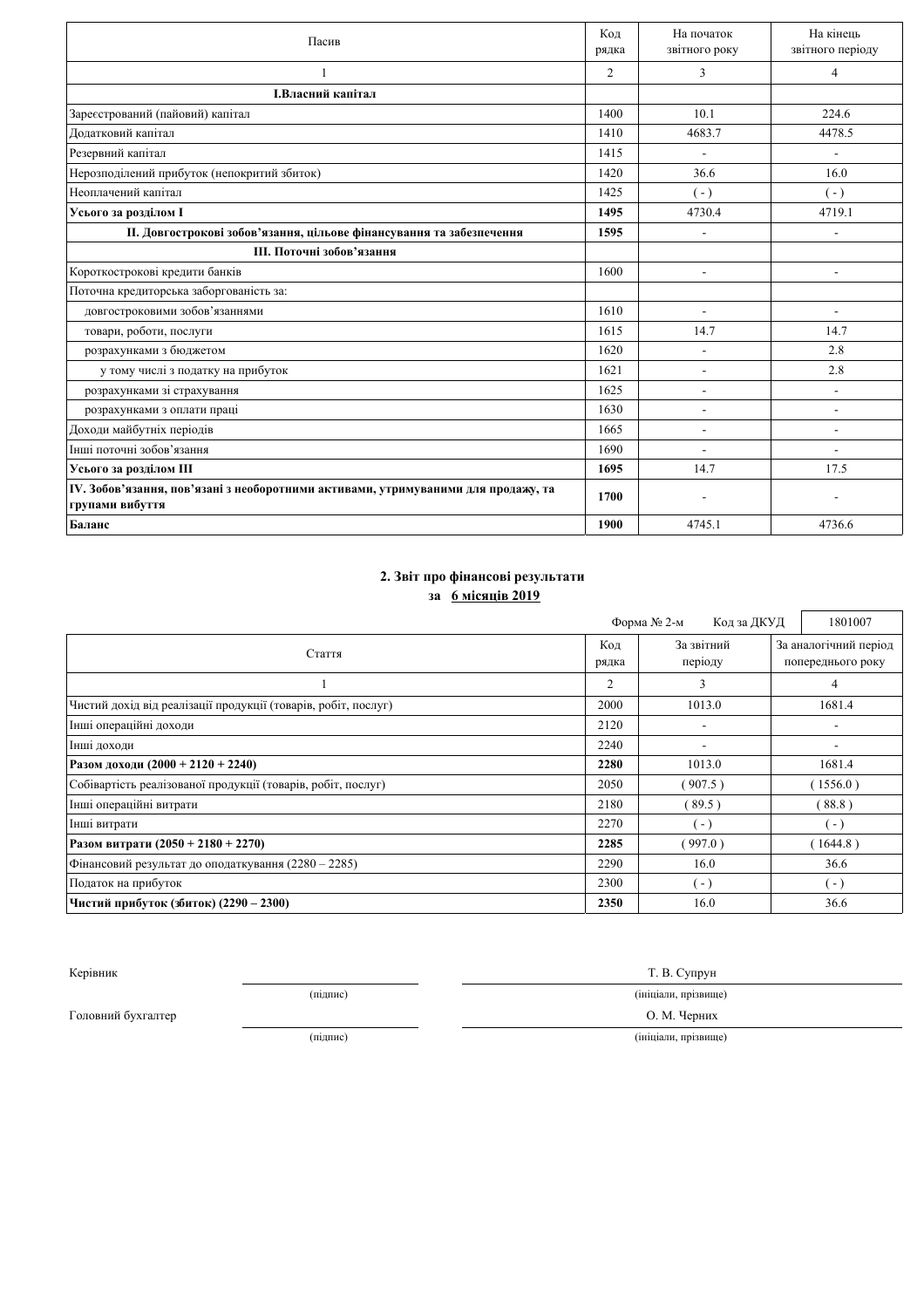| Пасив | Код рядка | На початок звітного року | На кінець звітного періоду |
|---|---|---|---|
| 1 | 2 | 3 | 4 |
| **I.Власний капітал** | | | |
| Зареєстрований (пайовий) капітал | 1400 | 10.1 | 224.6 |
| Додатковий капітал | 1410 | 4683.7 | 4478.5 |
| Резервний капітал | 1415 | - | - |
| Нерозподілений прибуток (непокритий збиток) | 1420 | 36.6 | 16.0 |
| Неоплачений капітал | 1425 | ( - ) | ( - ) |
| **Усього за розділом I** | **1495** | 4730.4 | 4719.1 |
| **II. Довгострокові зобов'язання, цільове фінансування та забезпечення** | **1595** | - | - |
| **III. Поточні зобов'язання** | | | |
| Короткострокові кредити банків | 1600 | - | - |
| Поточна кредиторська заборгованість за: | | | |
| довгостроковими зобов'язаннями | 1610 | - | - |
| товари, роботи, послуги | 1615 | 14.7 | 14.7 |
| розрахунками з бюджетом | 1620 | - | 2.8 |
| у тому числі з податку на прибуток | 1621 | - | 2.8 |
| розрахунками зі страхування | 1625 | - | - |
| розрахунками з оплати праці | 1630 | - | - |
| Доходи майбутніх періодів | 1665 | - | - |
| Інші поточні зобов'язання | 1690 | - | - |
| **Усього за розділом III** | **1695** | 14.7 | 17.5 |
| **IV. Зобов'язання, пов'язані з необоротними активами, утримуваними для продажу, та групами вибуття** | **1700** | - | - |
| **Баланс** | **1900** | 4745.1 | 4736.6 |

## 2. Звіт про фінансові результати
**за <u>6 місяців 2019</u>**

Форма № 2-м Код за ДКУД 1801007

| Стаття | Код рядка | За звітний період | За аналогічний період попереднього року |
|---|---|---|---|
| 1 | 2 | 3 | 4 |
| Чистий дохід від реалізації продукції (товарів, робіт, послуг) | 2000 | 1013.0 | 1681.4 |
| Інші операційні доходи | 2120 | - | - |
| Інші доходи | 2240 | - | - |
| **Разом доходи (2000 + 2120 + 2240)** | **2280** | 1013.0 | 1681.4 |
| Собівартість реалізованої продукції (товарів, робіт, послуг) | 2050 | ( 907.5 ) | ( 1556.0 ) |
| Інші операційні витрати | 2180 | ( 89.5 ) | ( 88.8 ) |
| Інші витрати | 2270 | ( - ) | ( - ) |
| **Разом витрати (2050 + 2180 + 2270)** | **2285** | ( 997.0 ) | ( 1644.8 ) |
| Фінансовий результат до оподаткування (2280 – 2285) | 2290 | 16.0 | 36.6 |
| Податок на прибуток | 2300 | ( - ) | ( - ) |
| **Чистий прибуток (збиток) (2290 – 2300)** | **2350** | 16.0 | 36.6 |

Керівник ____________ (підпис) Т. В. Супрун (ініціали, прізвище)

Головний бухгалтер ____________ (підпис) О. М. Черних (ініціали, прізвище)